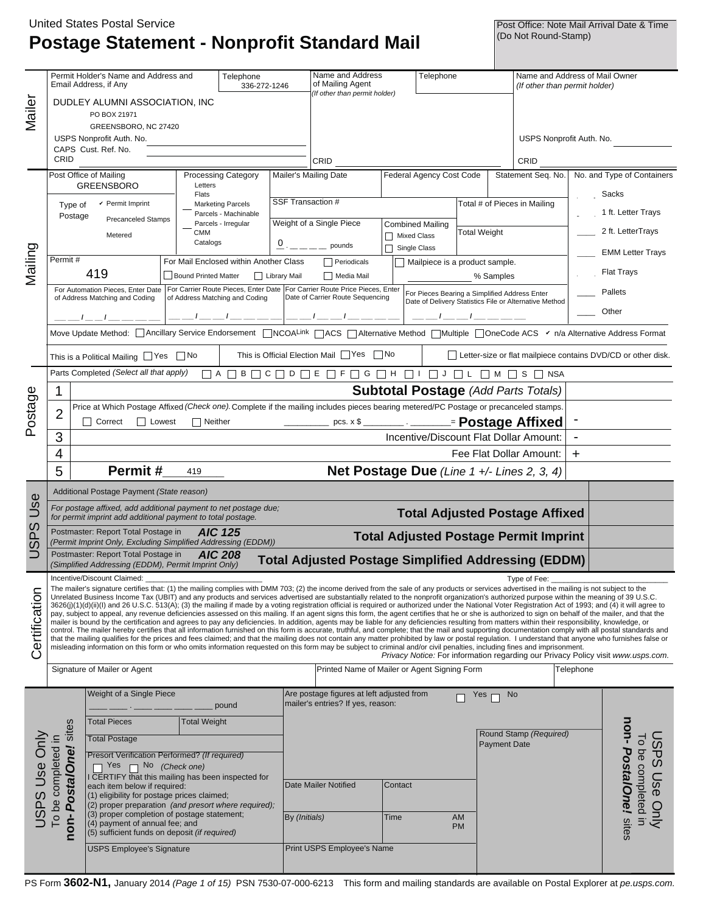United States Postal Service

# Postage Statement - Nonprofit Standard Mail

Post Office: Note Mail Arrival Date & Time (Do Not Round-Stamp)

## Mailer

| Permit Holder's Name and Address and Email Address, if Any | Telephone | Name and Address of Mailing Agent (If other than permit holder) | Telephone | Name and Address of Mail Owner (If other than permit holder) |
|---|---|---|---|---|
| DUDLEY ALUMNI ASSOCIATION, INC<br>PO BOX 21971<br>GREENSBORO, NC 27420 | 336-272-1246 | | | |
| USPS Nonprofit Auth. No.<br>CAPS Cust. Ref. No.<br>CRID | | CRID | | USPS Nonprofit Auth. No.<br>CRID |

## Mailing

| Post Office of Mailing | Processing Category | Mailer's Mailing Date | Federal Agency Cost Code | Statement Seq. No. | No. and Type of Containers |
|---|---|---|---|---|---|
| GREENSBORO | Letters / Flats / Marketing Parcels / Parcels - Machinable / Parcels - Irregular / CMM / Catalogs | | | | Sacks |
| Type of Postage: ✔ Permit Imprint / Precanceled Stamps / Metered | | SSF Transaction # | | Total # of Pieces in Mailing | 1 ft. Letter Trays |
| | | Weight of a Single Piece: 0 . _ _ _ _ pounds | Combined Mailing: ☐ Mixed Class ☐ Single Class | Total Weight | 2 ft. LetterTrays |
| Permit # 419 | For Mail Enclosed within Another Class: ☐ Bound Printed Matter ☐ Library Mail | ☐ Periodicals ☐ Media Mail | ☐ Mailpiece is a product sample. ____ % Samples | | EMM Letter Trays |
| For Automation Pieces, Enter Date of Address Matching and Coding | For Carrier Route Pieces, Enter Date of Address Matching and Coding | For Carrier Route Price Pieces, Enter Date of Carrier Route Sequencing | For Pieces Bearing a Simplified Address Enter Date of Delivery Statistics File or Alternative Method | | Flat Trays / Pallets / Other |
| __ / __ / ____ | __ / __ / ____ | __ / __ / ____ | __ / __ / ____ | | |

Move Update Method: ☐ Ancillary Service Endorsement ☐ NCOALink ☐ ACS ☐ Alternative Method ☐ Multiple ☐ OneCode ACS ✔ n/a Alternative Address Format

This is a Political Mailing ☐ Yes ☐ No | This is Official Election Mail ☐ Yes ☐ No | ☐ Letter-size or flat mailpiece contains DVD/CD or other disk.

Parts Completed (Select all that apply) ☐ A ☐ B ☐ C ☐ D ☐ E ☐ F ☐ G ☐ H ☐ I ☐ J ☐ L ☐ M ☐ S ☐ NSA

## Postage

| | | | |
|---|---|---|---|
| 1 | **Subtotal Postage** (Add Parts Totals) | | |
| 2 | Price at Which Postage Affixed (Check one). Complete if the mailing includes pieces bearing metered/PC Postage or precanceled stamps. ☐ Correct ☐ Lowest ☐ Neither ______ pcs. x $ ____ . ____ = **Postage Affixed** | - | |
| 3 | Incentive/Discount Flat Dollar Amount: | - | |
| 4 | Fee Flat Dollar Amount: | + | |
| 5 | **Permit #** 419 — **Net Postage Due** (Line 1 +/- Lines 2, 3, 4) | | |

## USPS Use

| | |
|---|---|
| Additional Postage Payment (State reason) | |
| For postage affixed, add additional payment to net postage due; for permit imprint add additional payment to total postage. — **Total Adjusted Postage Affixed** | |
| Postmaster: Report Total Postage in **AIC 125** (Permit Imprint Only, Excluding Simplified Addressing (EDDM)) — **Total Adjusted Postage Permit Imprint** | |
| Postmaster: Report Total Postage in **AIC 208** (Simplified Addressing (EDDM), Permit Imprint Only) — **Total Adjusted Postage Simplified Addressing (EDDM)** | |

## Certification

Incentive/Discount Claimed: ____________ Type of Fee: ____________

The mailer's signature certifies that: (1) the mailing complies with DMM 703; (2) the income derived from the sale of any products or services advertised in the mailing is not subject to the Unrelated Business Income Tax (UBIT) and any products and services advertised are substantially related to the nonprofit organization's authorized purpose within the meaning of 39 U.S.C. 3626(j)(1)(d)(ii)(I) and 26 U.S.C. 513(A); (3) the mailing if made by a voting registration official is required or authorized under the National Voter Registration Act of 1993; and (4) it will agree to pay, subject to appeal, any revenue deficiencies assessed on this mailing. If an agent signs this form, the agent certifies that he or she is authorized to sign on behalf of the mailer, and that the mailer is bound by the certification and agrees to pay any deficiencies. In addition, agents may be liable for any deficiencies resulting from matters within their responsibility, knowledge, or control. The mailer hereby certifies that all information furnished on this form is accurate, truthful, and complete; that the mail and supporting documentation comply with all postal standards and that the mailing qualifies for the prices and fees claimed; and that the mailing does not contain any matter prohibited by law or postal regulation. I understand that anyone who furnishes false or misleading information on this form or who omits information requested on this form may be subject to criminal and/or civil penalties, including fines and imprisonment.

*Privacy Notice:* For information regarding our Privacy Policy visit *www.usps.com*.

| Signature of Mailer or Agent | Printed Name of Mailer or Agent Signing Form | Telephone |
|---|---|---|
| | | |

## USPS Use Only — To be completed in non-*PostalOne!* sites

| | | |
|---|---|---|
| Weight of a Single Piece: ____ . ________ pound | Are postage figures at left adjusted from mailer's entries? If yes, reason: ☐ Yes ☐ No | |
| Total Pieces / Total Weight | | Round Stamp (Required) |
| Total Postage | | Payment Date |
| Presort Verification Performed? (If required) ☐ Yes ☐ No (Check one) | | |
| I CERTIFY that this mailing has been inspected for each item below if required: (1) eligibility for postage prices claimed; (2) proper preparation (and presort where required); (3) proper completion of postage statement; (4) payment of annual fee; and (5) sufficient funds on deposit (if required) | Date Mailer Notified / Contact<br>By (Initials) / Time AM PM | |
| USPS Employee's Signature | Print USPS Employee's Name | |

PS Form **3602-N1,** January 2014 *(Page 1 of 15)* PSN 7530-07-000-6213 This form and mailing standards are available on Postal Explorer at *pe.usps.com*.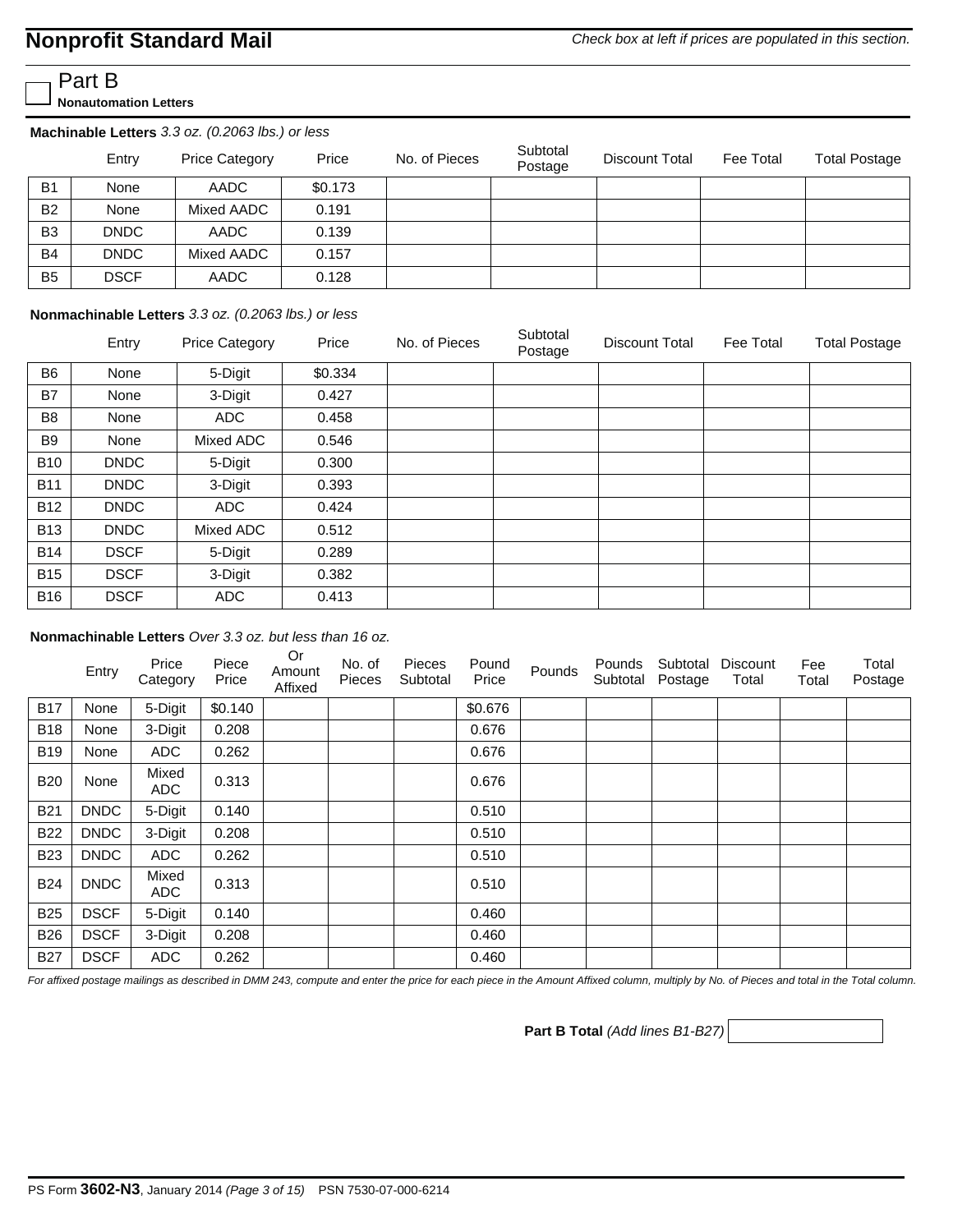## Nonprofit Standard Mail

*Check box at left if prices are populated in this section.*

☐ Part B

**Nonautomation Letters**

**Machinable Letters** *3.3 oz. (0.2063 lbs.) or less*

| | Entry | Price Category | Price | No. of Pieces | Subtotal Postage | Discount Total | Fee Total | Total Postage |
|---|---|---|---|---|---|---|---|---|
| B1 | None | AADC | $0.173 | | | | | |
| B2 | None | Mixed AADC | 0.191 | | | | | |
| B3 | DNDC | AADC | 0.139 | | | | | |
| B4 | DNDC | Mixed AADC | 0.157 | | | | | |
| B5 | DSCF | AADC | 0.128 | | | | | |

**Nonmachinable Letters** *3.3 oz. (0.2063 lbs.) or less*

| | Entry | Price Category | Price | No. of Pieces | Subtotal Postage | Discount Total | Fee Total | Total Postage |
|---|---|---|---|---|---|---|---|---|
| B6 | None | 5-Digit | $0.334 | | | | | |
| B7 | None | 3-Digit | 0.427 | | | | | |
| B8 | None | ADC | 0.458 | | | | | |
| B9 | None | Mixed ADC | 0.546 | | | | | |
| B10 | DNDC | 5-Digit | 0.300 | | | | | |
| B11 | DNDC | 3-Digit | 0.393 | | | | | |
| B12 | DNDC | ADC | 0.424 | | | | | |
| B13 | DNDC | Mixed ADC | 0.512 | | | | | |
| B14 | DSCF | 5-Digit | 0.289 | | | | | |
| B15 | DSCF | 3-Digit | 0.382 | | | | | |
| B16 | DSCF | ADC | 0.413 | | | | | |

**Nonmachinable Letters** *Over 3.3 oz. but less than 16 oz.*

| | Entry | Price Category | Piece Price | Or Amount Affixed | No. of Pieces | Pieces Subtotal | Pound Price | Pounds | Pounds Subtotal | Subtotal Postage | Discount Total | Fee Total | Total Postage |
|---|---|---|---|---|---|---|---|---|---|---|---|---|---|
| B17 | None | 5-Digit | $0.140 | | | | $0.676 | | | | | | |
| B18 | None | 3-Digit | 0.208 | | | | 0.676 | | | | | | |
| B19 | None | ADC | 0.262 | | | | 0.676 | | | | | | |
| B20 | None | Mixed ADC | 0.313 | | | | 0.676 | | | | | | |
| B21 | DNDC | 5-Digit | 0.140 | | | | 0.510 | | | | | | |
| B22 | DNDC | 3-Digit | 0.208 | | | | 0.510 | | | | | | |
| B23 | DNDC | ADC | 0.262 | | | | 0.510 | | | | | | |
| B24 | DNDC | Mixed ADC | 0.313 | | | | 0.510 | | | | | | |
| B25 | DSCF | 5-Digit | 0.140 | | | | 0.460 | | | | | | |
| B26 | DSCF | 3-Digit | 0.208 | | | | 0.460 | | | | | | |
| B27 | DSCF | ADC | 0.262 | | | | 0.460 | | | | | | |

*For affixed postage mailings as described in DMM 243, compute and enter the price for each piece in the Amount Affixed column, multiply by No. of Pieces and total in the Total column.*

**Part B Total** *(Add lines B1-B27)* ______________

PS Form **3602-N3**, January 2014 *(Page 3 of 15)* PSN 7530-07-000-6214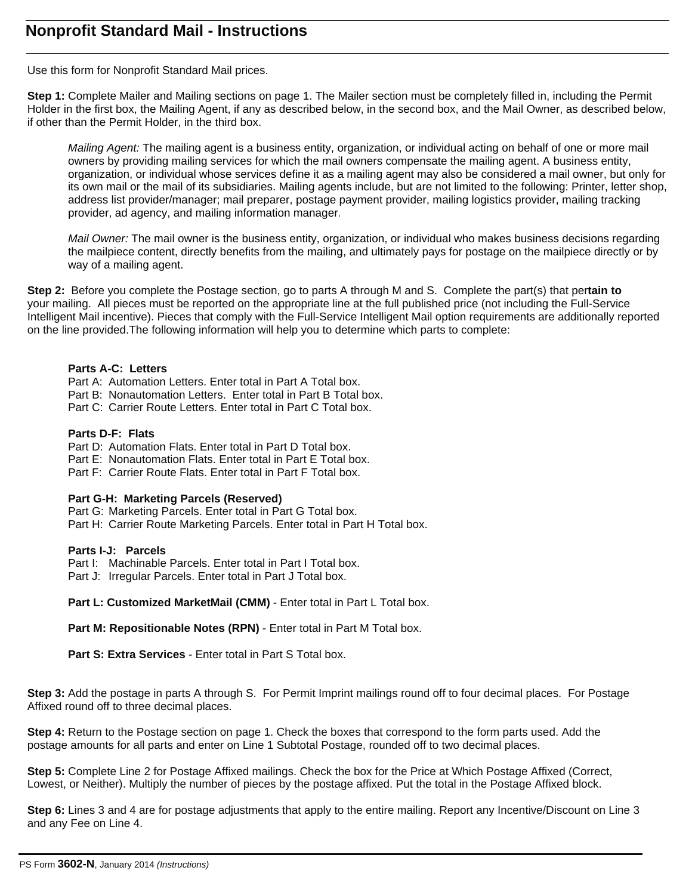# Nonprofit Standard Mail - Instructions

Use this form for Nonprofit Standard Mail prices.

**Step 1:** Complete Mailer and Mailing sections on page 1. The Mailer section must be completely filled in, including the Permit Holder in the first box, the Mailing Agent, if any as described below, in the second box, and the Mail Owner, as described below, if other than the Permit Holder, in the third box.

> *Mailing Agent:* The mailing agent is a business entity, organization, or individual acting on behalf of one or more mail owners by providing mailing services for which the mail owners compensate the mailing agent. A business entity, organization, or individual whose services define it as a mailing agent may also be considered a mail owner, but only for its own mail or the mail of its subsidiaries. Mailing agents include, but are not limited to the following: Printer, letter shop, address list provider/manager; mail preparer, postage payment provider, mailing logistics provider, mailing tracking provider, ad agency, and mailing information manager.
>
> *Mail Owner:* The mail owner is the business entity, organization, or individual who makes business decisions regarding the mailpiece content, directly benefits from the mailing, and ultimately pays for postage on the mailpiece directly or by way of a mailing agent.

**Step 2:** Before you complete the Postage section, go to parts A through M and S. Complete the part(s) that per**tain to** your mailing. All pieces must be reported on the appropriate line at the full published price (not including the Full-Service Intelligent Mail incentive). Pieces that comply with the Full-Service Intelligent Mail option requirements are additionally reported on the line provided.The following information will help you to determine which parts to complete:

**Parts A-C: Letters**
Part A: Automation Letters. Enter total in Part A Total box.
Part B: Nonautomation Letters. Enter total in Part B Total box.
Part C: Carrier Route Letters. Enter total in Part C Total box.

**Parts D-F: Flats**
Part D: Automation Flats. Enter total in Part D Total box.
Part E: Nonautomation Flats. Enter total in Part E Total box.
Part F: Carrier Route Flats. Enter total in Part F Total box.

**Part G-H: Marketing Parcels (Reserved)**
Part G: Marketing Parcels. Enter total in Part G Total box.
Part H: Carrier Route Marketing Parcels. Enter total in Part H Total box.

**Parts I-J: Parcels**
Part I: Machinable Parcels. Enter total in Part I Total box.
Part J: Irregular Parcels. Enter total in Part J Total box.

**Part L: Customized MarketMail (CMM)** - Enter total in Part L Total box.

**Part M: Repositionable Notes (RPN)** - Enter total in Part M Total box.

**Part S: Extra Services** - Enter total in Part S Total box.

**Step 3:** Add the postage in parts A through S. For Permit Imprint mailings round off to four decimal places. For Postage Affixed round off to three decimal places.

**Step 4:** Return to the Postage section on page 1. Check the boxes that correspond to the form parts used. Add the postage amounts for all parts and enter on Line 1 Subtotal Postage, rounded off to two decimal places.

**Step 5:** Complete Line 2 for Postage Affixed mailings. Check the box for the Price at Which Postage Affixed (Correct, Lowest, or Neither). Multiply the number of pieces by the postage affixed. Put the total in the Postage Affixed block.

**Step 6:** Lines 3 and 4 are for postage adjustments that apply to the entire mailing. Report any Incentive/Discount on Line 3 and any Fee on Line 4.

PS Form **3602-N**, January 2014 *(Instructions)*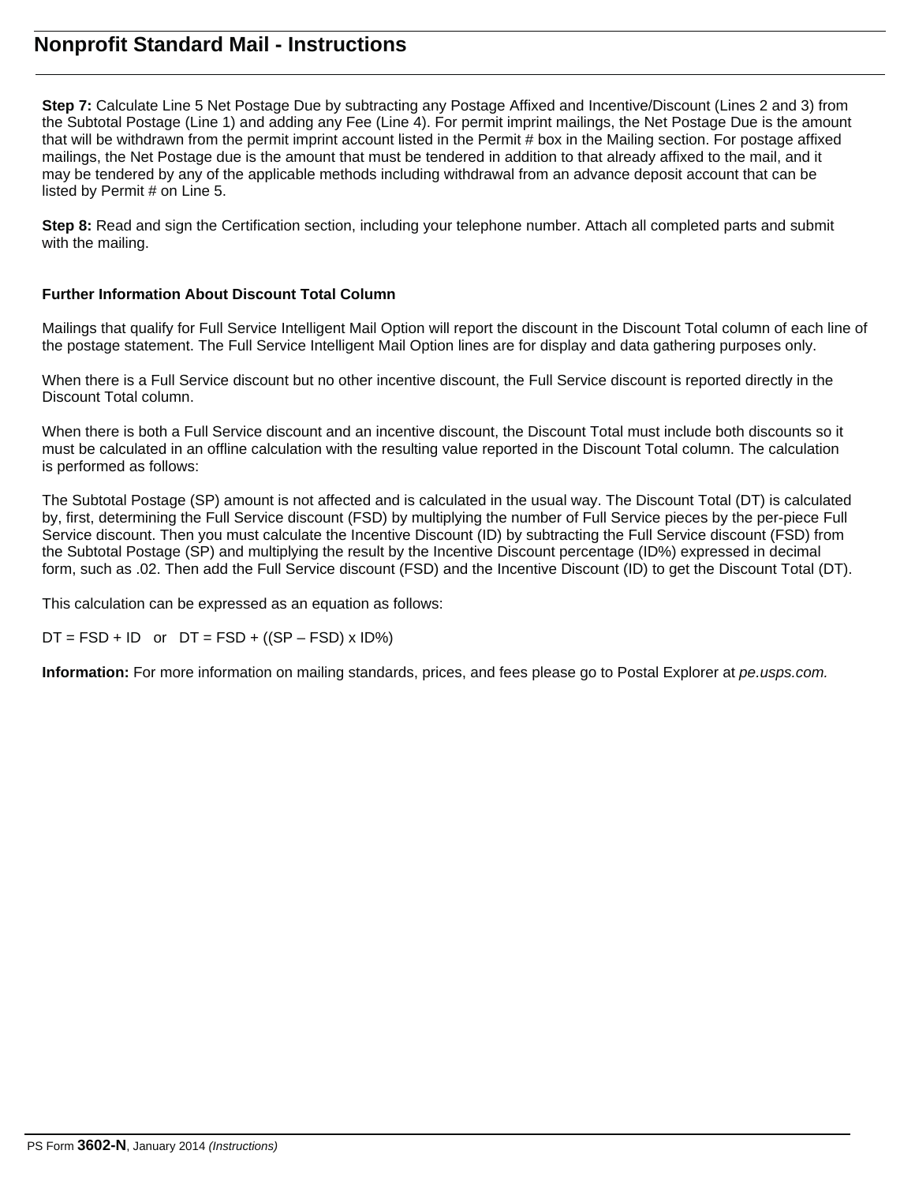# Nonprofit Standard Mail - Instructions

**Step 7:** Calculate Line 5 Net Postage Due by subtracting any Postage Affixed and Incentive/Discount (Lines 2 and 3) from the Subtotal Postage (Line 1) and adding any Fee (Line 4). For permit imprint mailings, the Net Postage Due is the amount that will be withdrawn from the permit imprint account listed in the Permit # box in the Mailing section. For postage affixed mailings, the Net Postage due is the amount that must be tendered in addition to that already affixed to the mail, and it may be tendered by any of the applicable methods including withdrawal from an advance deposit account that can be listed by Permit # on Line 5.

**Step 8:** Read and sign the Certification section, including your telephone number. Attach all completed parts and submit with the mailing.

**Further Information About Discount Total Column**

Mailings that qualify for Full Service Intelligent Mail Option will report the discount in the Discount Total column of each line of the postage statement. The Full Service Intelligent Mail Option lines are for display and data gathering purposes only.

When there is a Full Service discount but no other incentive discount, the Full Service discount is reported directly in the Discount Total column.

When there is both a Full Service discount and an incentive discount, the Discount Total must include both discounts so it must be calculated in an offline calculation with the resulting value reported in the Discount Total column. The calculation is performed as follows:

The Subtotal Postage (SP) amount is not affected and is calculated in the usual way. The Discount Total (DT) is calculated by, first, determining the Full Service discount (FSD) by multiplying the number of Full Service pieces by the per-piece Full Service discount. Then you must calculate the Incentive Discount (ID) by subtracting the Full Service discount (FSD) from the Subtotal Postage (SP) and multiplying the result by the Incentive Discount percentage (ID%) expressed in decimal form, such as .02. Then add the Full Service discount (FSD) and the Incentive Discount (ID) to get the Discount Total (DT).

This calculation can be expressed as an equation as follows:

$DT = FSD + ID$ or $DT = FSD + ((SP – FSD) \times ID\%)$

**Information:** For more information on mailing standards, prices, and fees please go to Postal Explorer at *pe.usps.com.*